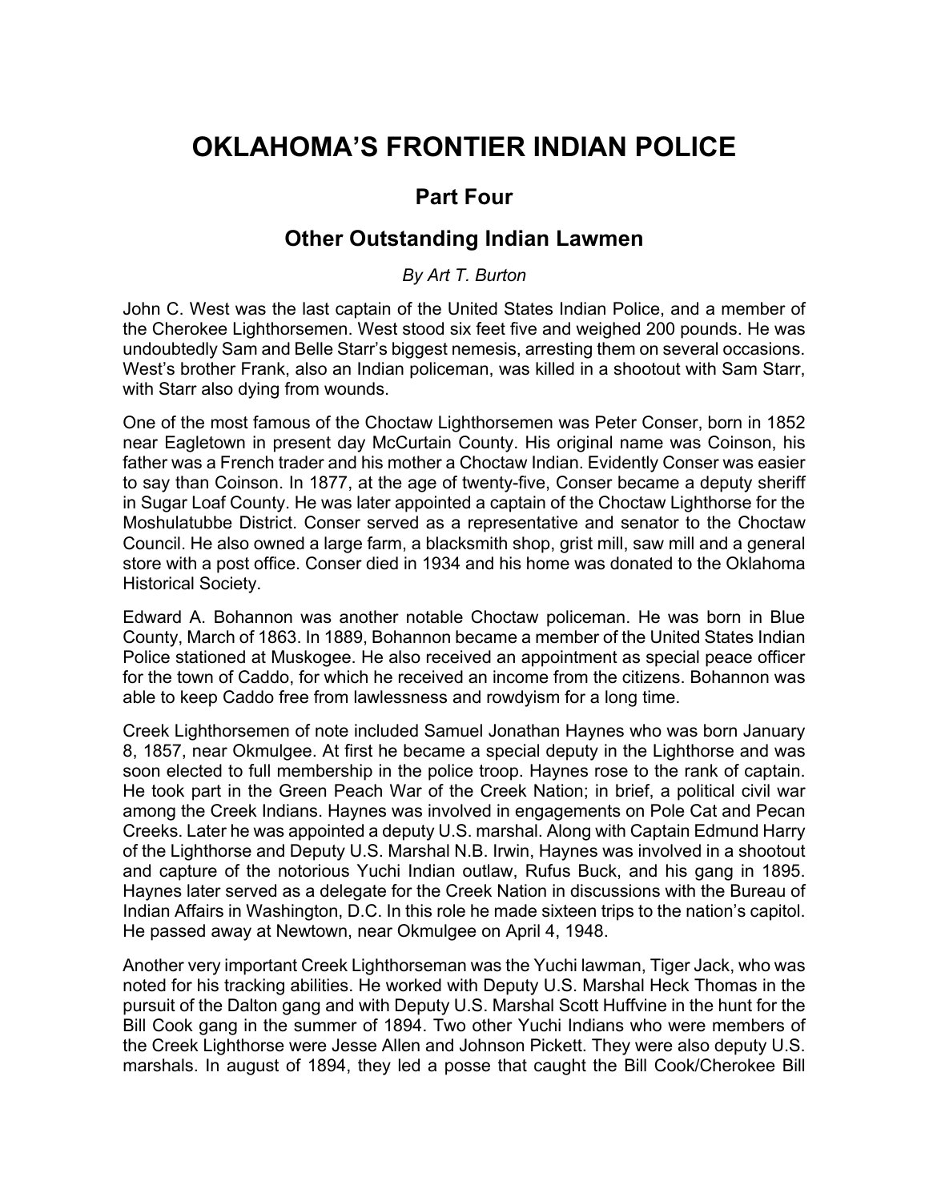# OKLAHOMA'S FRONTIER INDIAN POLICE

## Part Four

## Other Outstanding Indian Lawmen

*By Art T. Burton*

John C. West was the last captain of the United States Indian Police, and a member of the Cherokee Lighthorsemen. West stood six feet five and weighed 200 pounds. He was undoubtedly Sam and Belle Starr's biggest nemesis, arresting them on several occasions. West's brother Frank, also an Indian policeman, was killed in a shootout with Sam Starr, with Starr also dying from wounds.

One of the most famous of the Choctaw Lighthorsemen was Peter Conser, born in 1852 near Eagletown in present day McCurtain County. His original name was Coinson, his father was a French trader and his mother a Choctaw Indian. Evidently Conser was easier to say than Coinson. In 1877, at the age of twenty-five, Conser became a deputy sheriff in Sugar Loaf County. He was later appointed a captain of the Choctaw Lighthorse for the Moshulatubbe District. Conser served as a representative and senator to the Choctaw Council. He also owned a large farm, a blacksmith shop, grist mill, saw mill and a general store with a post office. Conser died in 1934 and his home was donated to the Oklahoma Historical Society.

Edward A. Bohannon was another notable Choctaw policeman. He was born in Blue County, March of 1863. In 1889, Bohannon became a member of the United States Indian Police stationed at Muskogee. He also received an appointment as special peace officer for the town of Caddo, for which he received an income from the citizens. Bohannon was able to keep Caddo free from lawlessness and rowdyism for a long time.

Creek Lighthorsemen of note included Samuel Jonathan Haynes who was born January 8, 1857, near Okmulgee. At first he became a special deputy in the Lighthorse and was soon elected to full membership in the police troop. Haynes rose to the rank of captain. He took part in the Green Peach War of the Creek Nation; in brief, a political civil war among the Creek Indians. Haynes was involved in engagements on Pole Cat and Pecan Creeks. Later he was appointed a deputy U.S. marshal. Along with Captain Edmund Harry of the Lighthorse and Deputy U.S. Marshal N.B. Irwin, Haynes was involved in a shootout and capture of the notorious Yuchi Indian outlaw, Rufus Buck, and his gang in 1895. Haynes later served as a delegate for the Creek Nation in discussions with the Bureau of Indian Affairs in Washington, D.C. In this role he made sixteen trips to the nation's capitol. He passed away at Newtown, near Okmulgee on April 4, 1948.

Another very important Creek Lighthorseman was the Yuchi lawman, Tiger Jack, who was noted for his tracking abilities. He worked with Deputy U.S. Marshal Heck Thomas in the pursuit of the Dalton gang and with Deputy U.S. Marshal Scott Huffvine in the hunt for the Bill Cook gang in the summer of 1894. Two other Yuchi Indians who were members of the Creek Lighthorse were Jesse Allen and Johnson Pickett. They were also deputy U.S. marshals. In august of 1894, they led a posse that caught the Bill Cook/Cherokee Bill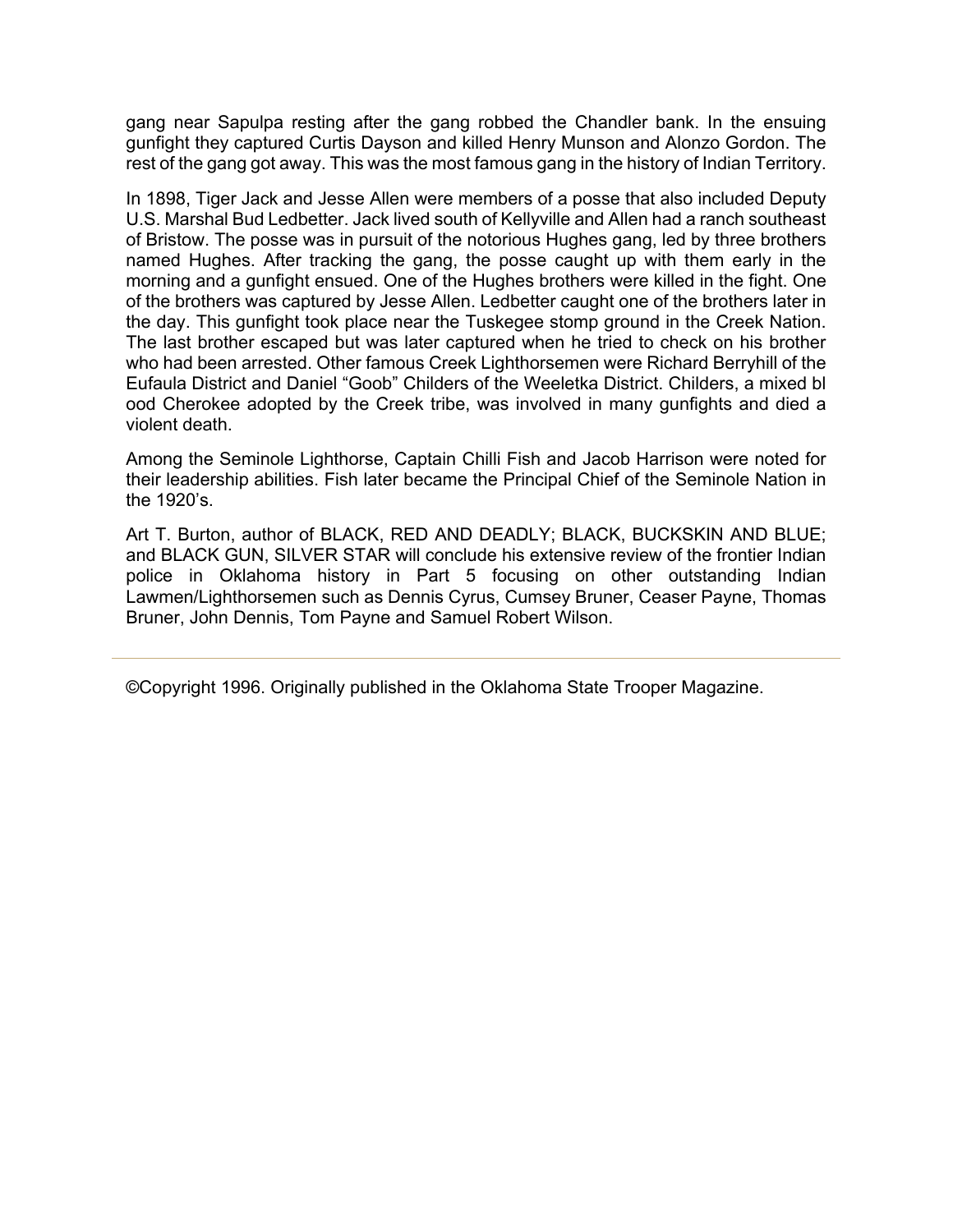gang near Sapulpa resting after the gang robbed the Chandler bank. In the ensuing gunfight they captured Curtis Dayson and killed Henry Munson and Alonzo Gordon. The rest of the gang got away. This was the most famous gang in the history of Indian Territory.

In 1898, Tiger Jack and Jesse Allen were members of a posse that also included Deputy U.S. Marshal Bud Ledbetter. Jack lived south of Kellyville and Allen had a ranch southeast of Bristow. The posse was in pursuit of the notorious Hughes gang, led by three brothers named Hughes. After tracking the gang, the posse caught up with them early in the morning and a gunfight ensued. One of the Hughes brothers were killed in the fight. One of the brothers was captured by Jesse Allen. Ledbetter caught one of the brothers later in the day. This gunfight took place near the Tuskegee stomp ground in the Creek Nation. The last brother escaped but was later captured when he tried to check on his brother who had been arrested. Other famous Creek Lighthorsemen were Richard Berryhill of the Eufaula District and Daniel "Goob" Childers of the Weeletka District. Childers, a mixed bl ood Cherokee adopted by the Creek tribe, was involved in many gunfights and died a violent death.

Among the Seminole Lighthorse, Captain Chilli Fish and Jacob Harrison were noted for their leadership abilities. Fish later became the Principal Chief of the Seminole Nation in the 1920's.

Art T. Burton, author of BLACK, RED AND DEADLY; BLACK, BUCKSKIN AND BLUE; and BLACK GUN, SILVER STAR will conclude his extensive review of the frontier Indian police in Oklahoma history in Part 5 focusing on other outstanding Indian Lawmen/Lighthorsemen such as Dennis Cyrus, Cumsey Bruner, Ceaser Payne, Thomas Bruner, John Dennis, Tom Payne and Samuel Robert Wilson.

---

©Copyright 1996. Originally published in the Oklahoma State Trooper Magazine.